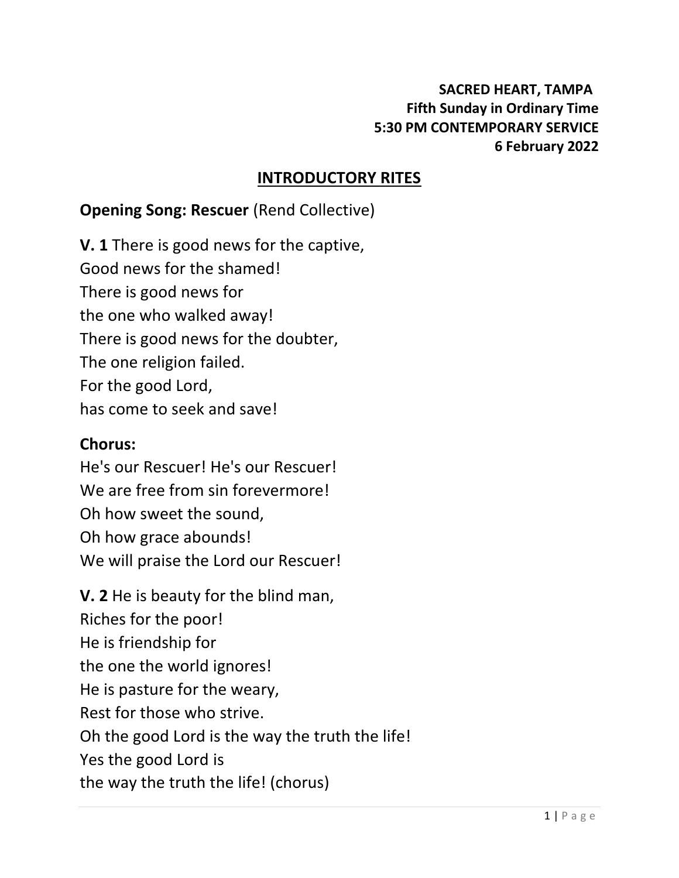**SACRED HEART, TAMPA**
**Fifth Sunday in Ordinary Time**
**5:30 PM CONTEMPORARY SERVICE**
**6 February 2022**

## INTRODUCTORY RITES

**Opening Song: Rescuer** (Rend Collective)

**V. 1** There is good news for the captive,
Good news for the shamed!
There is good news for
the one who walked away!
There is good news for the doubter,
The one religion failed.
For the good Lord,
has come to seek and save!

**Chorus:**
He's our Rescuer! He's our Rescuer!
We are free from sin forevermore!
Oh how sweet the sound,
Oh how grace abounds!
We will praise the Lord our Rescuer!

**V. 2** He is beauty for the blind man,
Riches for the poor!
He is friendship for
the one the world ignores!
He is pasture for the weary,
Rest for those who strive.
Oh the good Lord is the way the truth the life!
Yes the good Lord is
the way the truth the life! (chorus)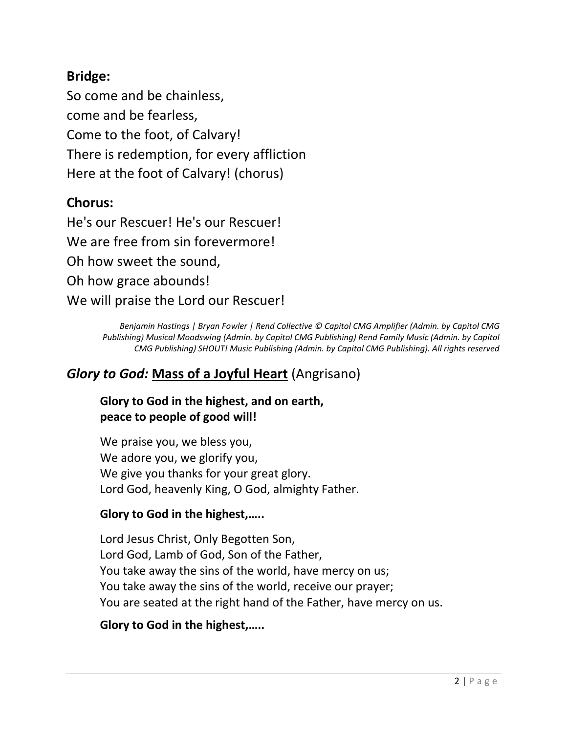### Bridge:

So come and be chainless,
come and be fearless,
Come to the foot, of Calvary!
There is redemption, for every affliction
Here at the foot of Calvary! (chorus)

### Chorus:

He's our Rescuer! He's our Rescuer!
We are free from sin forevermore!
Oh how sweet the sound,
Oh how grace abounds!
We will praise the Lord our Rescuer!

*Benjamin Hastings | Bryan Fowler | Rend Collective © Capitol CMG Amplifier (Admin. by Capitol CMG Publishing) Musical Moodswing (Admin. by Capitol CMG Publishing) Rend Family Music (Admin. by Capitol CMG Publishing) SHOUT! Music Publishing (Admin. by Capitol CMG Publishing). All rights reserved*

## *Glory to God:* **Mass of a Joyful Heart** (Angrisano)

**Glory to God in the highest, and on earth,
peace to people of good will!**

We praise you, we bless you,
We adore you, we glorify you,
We give you thanks for your great glory.
Lord God, heavenly King, O God, almighty Father.

**Glory to God in the highest,…..**

Lord Jesus Christ, Only Begotten Son,
Lord God, Lamb of God, Son of the Father,
You take away the sins of the world, have mercy on us;
You take away the sins of the world, receive our prayer;
You are seated at the right hand of the Father, have mercy on us.

**Glory to God in the highest,…..**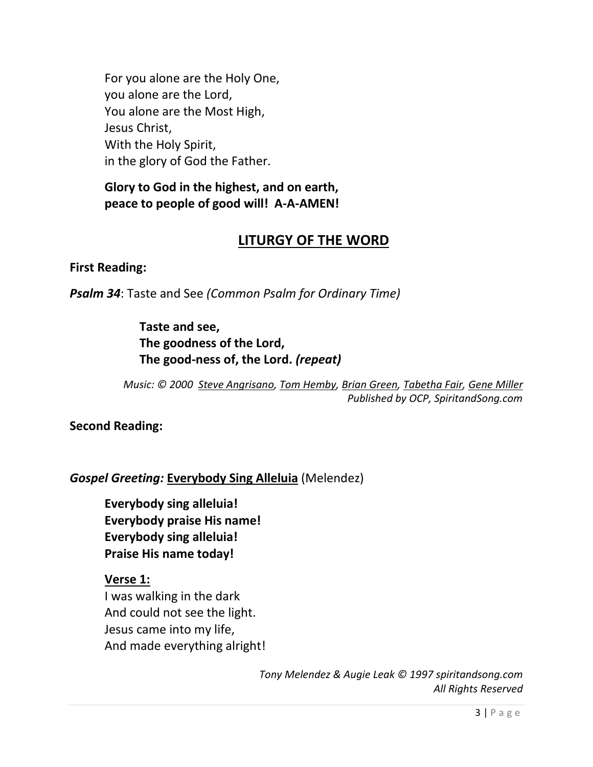For you alone are the Holy One,
you alone are the Lord,
You alone are the Most High,
Jesus Christ,
With the Holy Spirit,
in the glory of God the Father.

**Glory to God in the highest, and on earth,**
**peace to people of good will! A-A-AMEN!**

## LITURGY OF THE WORD

**First Reading:**

***Psalm 34***: Taste and See *(Common Psalm for Ordinary Time)*

**Taste and see,**
**The goodness of the Lord,**
**The good-ness of, the Lord.** ***(repeat)***

*Music: © 2000 Steve Angrisano, Tom Hemby, Brian Green, Tabetha Fair, Gene Miller*
*Published by OCP, SpiritandSong.com*

**Second Reading:**

***Gospel Greeting:*** **Everybody Sing Alleluia** (Melendez)

**Everybody sing alleluia!**
**Everybody praise His name!**
**Everybody sing alleluia!**
**Praise His name today!**

**Verse 1:**
I was walking in the dark
And could not see the light.
Jesus came into my life,
And made everything alright!

*Tony Melendez & Augie Leak © 1997 spiritandsong.com*
*All Rights Reserved*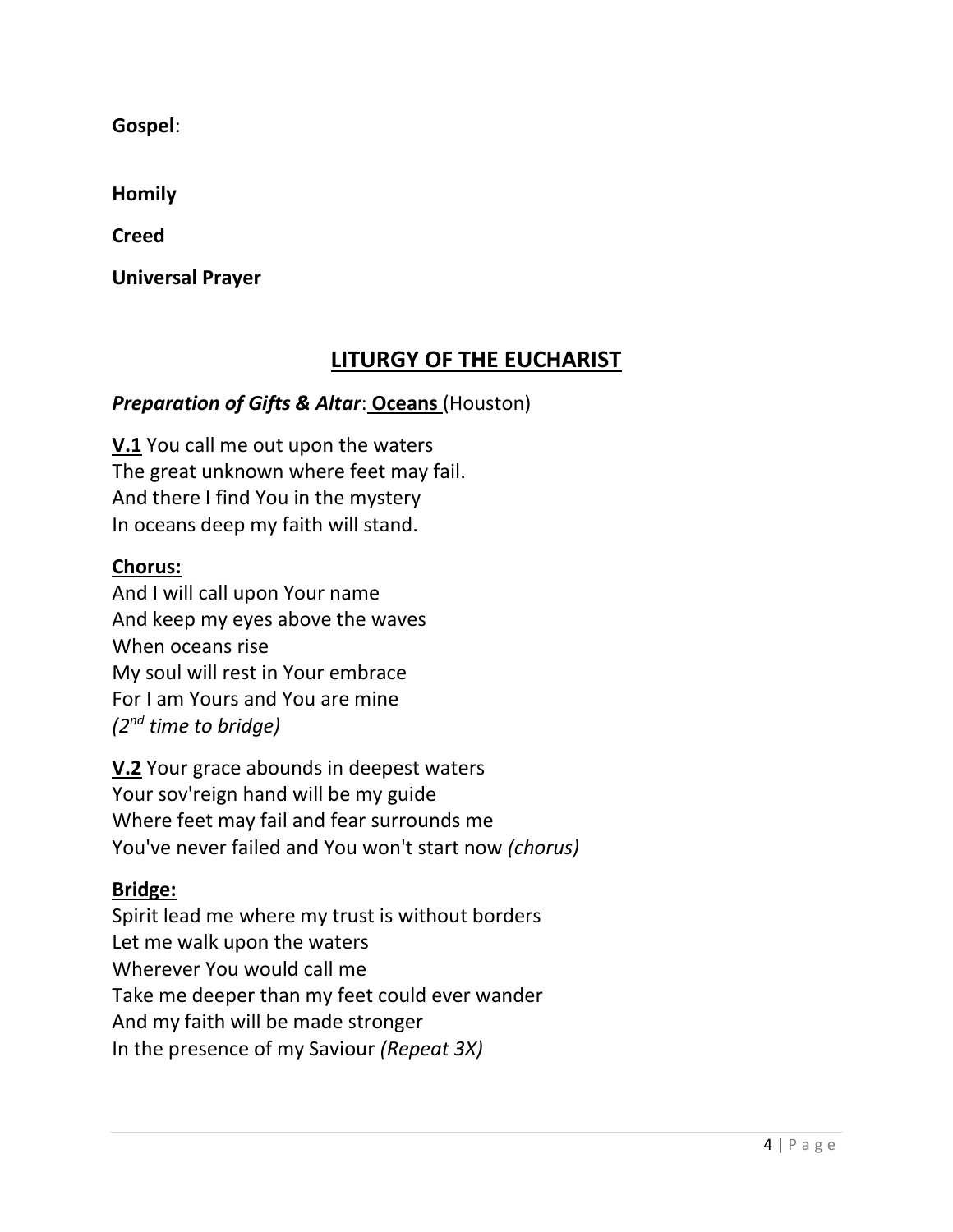**Gospel**:

**Homily**

**Creed**

**Universal Prayer**

## LITURGY OF THE EUCHARIST

***Preparation of Gifts & Altar*****: Oceans** (Houston)

**V.1** You call me out upon the waters
The great unknown where feet may fail.
And there I find You in the mystery
In oceans deep my faith will stand.

**Chorus:**
And I will call upon Your name
And keep my eyes above the waves
When oceans rise
My soul will rest in Your embrace
For I am Yours and You are mine
*(2nd time to bridge)*

**V.2** Your grace abounds in deepest waters
Your sov'reign hand will be my guide
Where feet may fail and fear surrounds me
You've never failed and You won't start now *(chorus)*

**Bridge:**
Spirit lead me where my trust is without borders
Let me walk upon the waters
Wherever You would call me
Take me deeper than my feet could ever wander
And my faith will be made stronger
In the presence of my Saviour *(Repeat 3X)*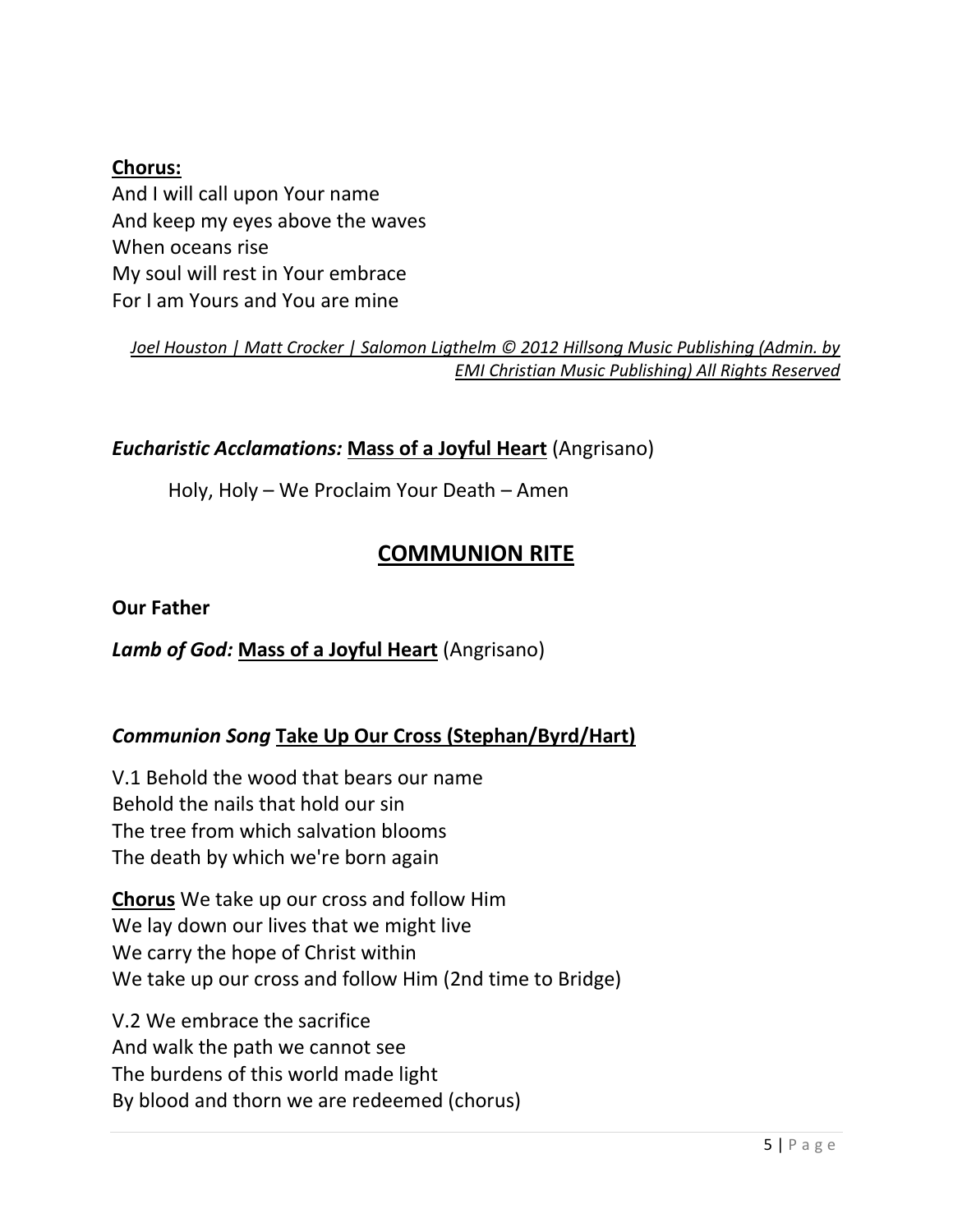**<u>Chorus:</u>**
And I will call upon Your name
And keep my eyes above the waves
When oceans rise
My soul will rest in Your embrace
For I am Yours and You are mine

*<u>Joel Houston | Matt Crocker | Salomon Ligthelm © 2012 Hillsong Music Publishing (Admin. by EMI Christian Music Publishing) All Rights Reserved</u>*

***Eucharistic Acclamations:*** **<u>Mass of a Joyful Heart</u>** (Angrisano)

Holy, Holy – We Proclaim Your Death – Amen

## <u>COMMUNION RITE</u>

**Our Father**

***Lamb of God:*** **<u>Mass of a Joyful Heart</u>** (Angrisano)

***Communion Song*** **<u>Take Up Our Cross (Stephan/Byrd/Hart)</u>**

V.1 Behold the wood that bears our name
Behold the nails that hold our sin
The tree from which salvation blooms
The death by which we're born again

**<u>Chorus</u>** We take up our cross and follow Him
We lay down our lives that we might live
We carry the hope of Christ within
We take up our cross and follow Him (2nd time to Bridge)

V.2 We embrace the sacrifice
And walk the path we cannot see
The burdens of this world made light
By blood and thorn we are redeemed (chorus)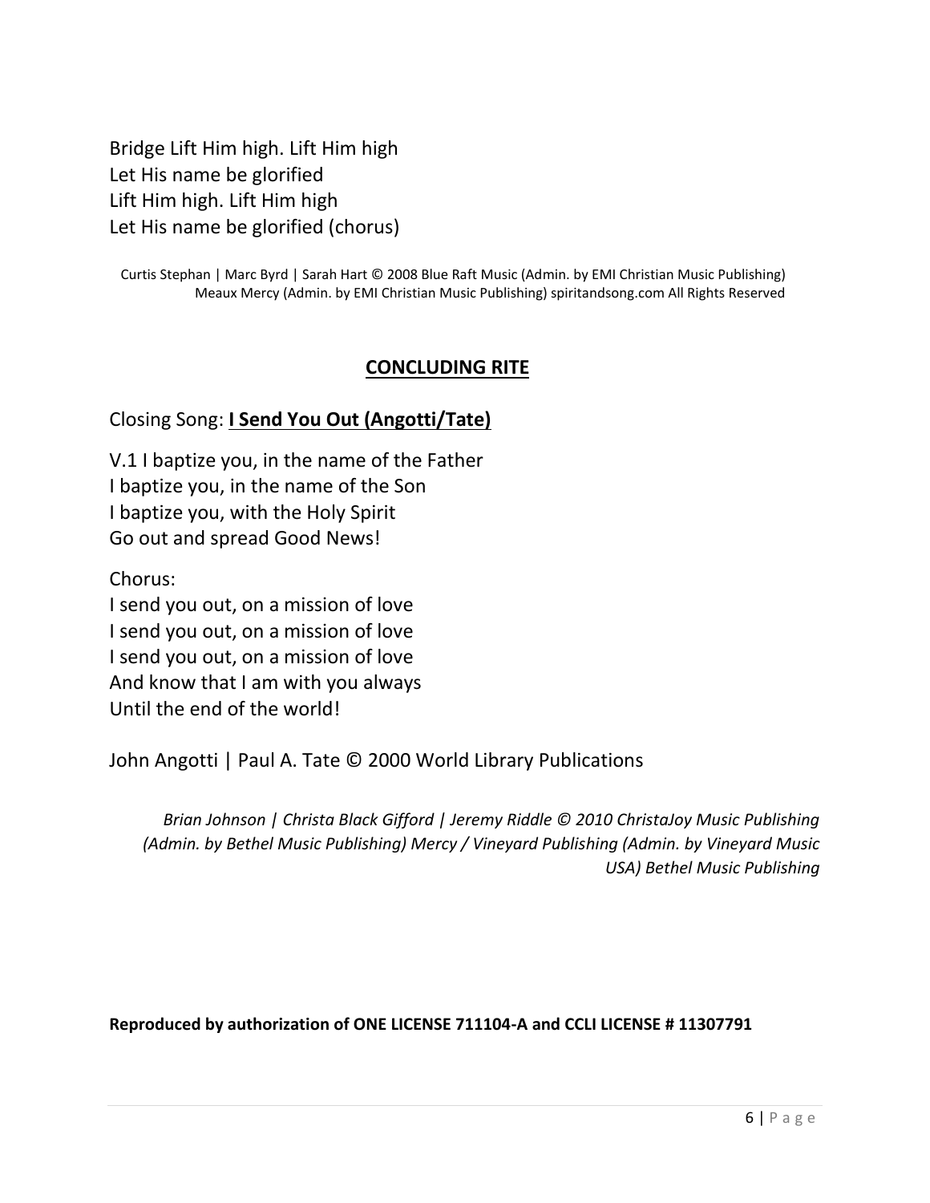Bridge Lift Him high. Lift Him high
Let His name be glorified
Lift Him high. Lift Him high
Let His name be glorified (chorus)

Curtis Stephan | Marc Byrd | Sarah Hart © 2008 Blue Raft Music (Admin. by EMI Christian Music Publishing) Meaux Mercy (Admin. by EMI Christian Music Publishing) spiritandsong.com All Rights Reserved

## CONCLUDING RITE

Closing Song: **I Send You Out (Angotti/Tate)**

V.1 I baptize you, in the name of the Father
I baptize you, in the name of the Son
I baptize you, with the Holy Spirit
Go out and spread Good News!

Chorus:
I send you out, on a mission of love
I send you out, on a mission of love
I send you out, on a mission of love
And know that I am with you always
Until the end of the world!

John Angotti | Paul A. Tate © 2000 World Library Publications

*Brian Johnson | Christa Black Gifford | Jeremy Riddle © 2010 ChristaJoy Music Publishing (Admin. by Bethel Music Publishing) Mercy / Vineyard Publishing (Admin. by Vineyard Music USA) Bethel Music Publishing*

**Reproduced by authorization of ONE LICENSE 711104-A and CCLI LICENSE # 11307791**